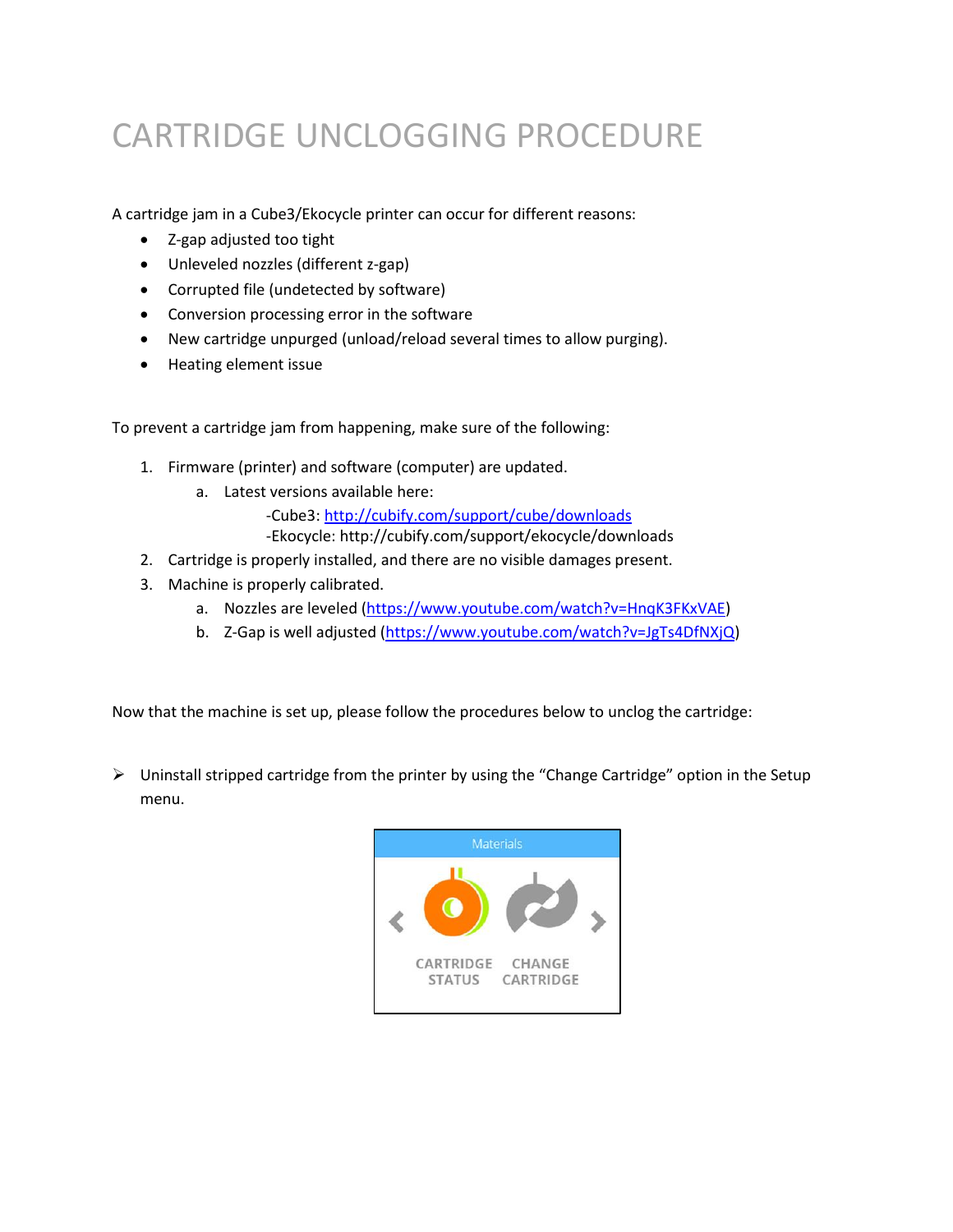# CARTRIDGE UNCLOGGING PROCEDURE

A cartridge jam in a Cube3/Ekocycle printer can occur for different reasons:

- Z-gap adjusted too tight
- Unleveled nozzles (different z-gap)
- Corrupted file (undetected by software)
- Conversion processing error in the software
- New cartridge unpurged (unload/reload several times to allow purging).
- Heating element issue

To prevent a cartridge jam from happening, make sure of the following:

1. Firmware (printer) and software (computer) are updated.
   a. Latest versions available here:
      -Cube3: http://cubify.com/support/cube/downloads
      -Ekocycle: http://cubify.com/support/ekocycle/downloads
2. Cartridge is properly installed, and there are no visible damages present.
3. Machine is properly calibrated.
   a. Nozzles are leveled (https://www.youtube.com/watch?v=HnqK3FKxVAE)
   b. Z-Gap is well adjusted (https://www.youtube.com/watch?v=JgTs4DfNXjQ)

Now that the machine is set up, please follow the procedures below to unclog the cartridge:

- Uninstall stripped cartridge from the printer by using the "Change Cartridge" option in the Setup menu.

Materials

CARTRIDGE STATUS    CHANGE CARTRIDGE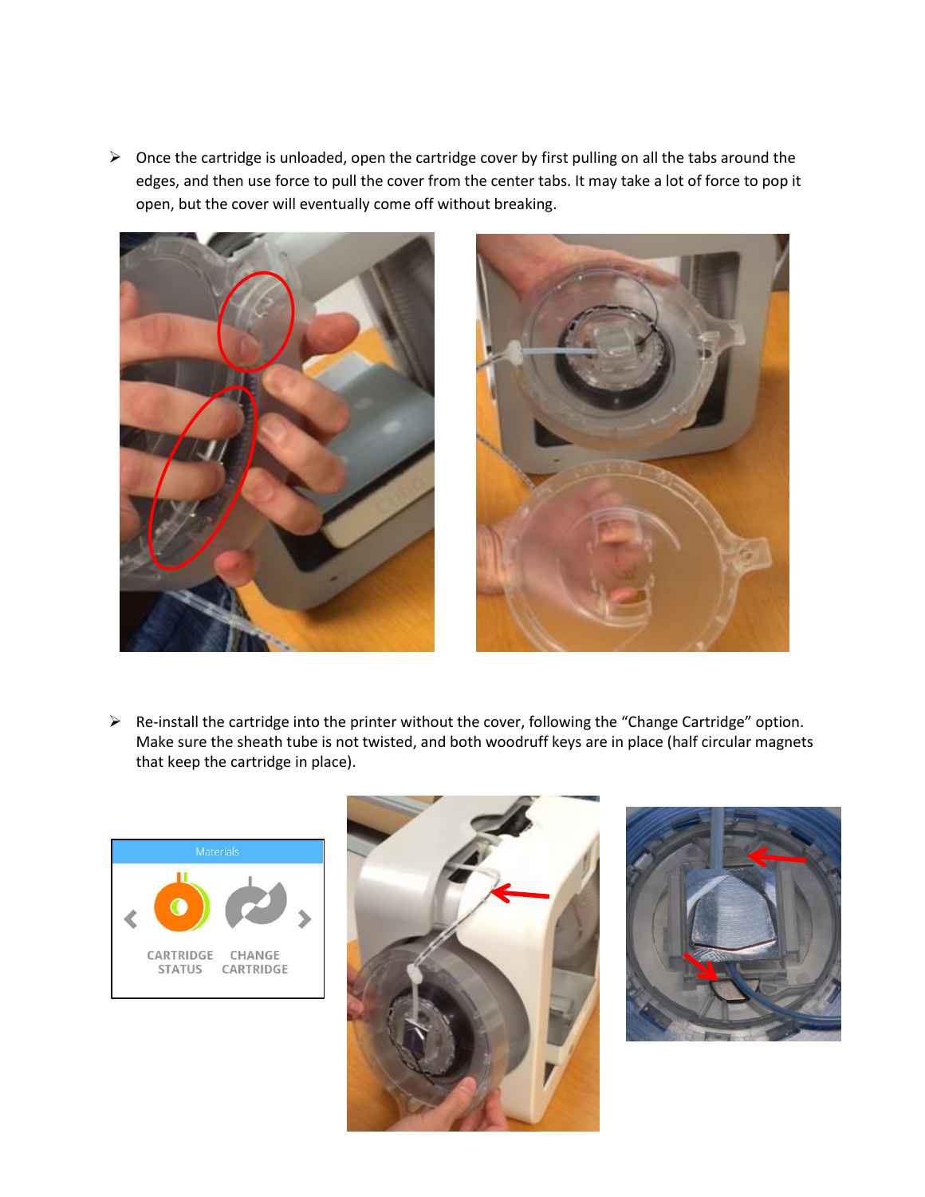- Once the cartridge is unloaded, open the cartridge cover by first pulling on all the tabs around the edges, and then use force to pull the cover from the center tabs. It may take a lot of force to pop it open, but the cover will eventually come off without breaking.

- Re-install the cartridge into the printer without the cover, following the “Change Cartridge” option. Make sure the sheath tube is not twisted, and both woodruff keys are in place (half circular magnets that keep the cartridge in place).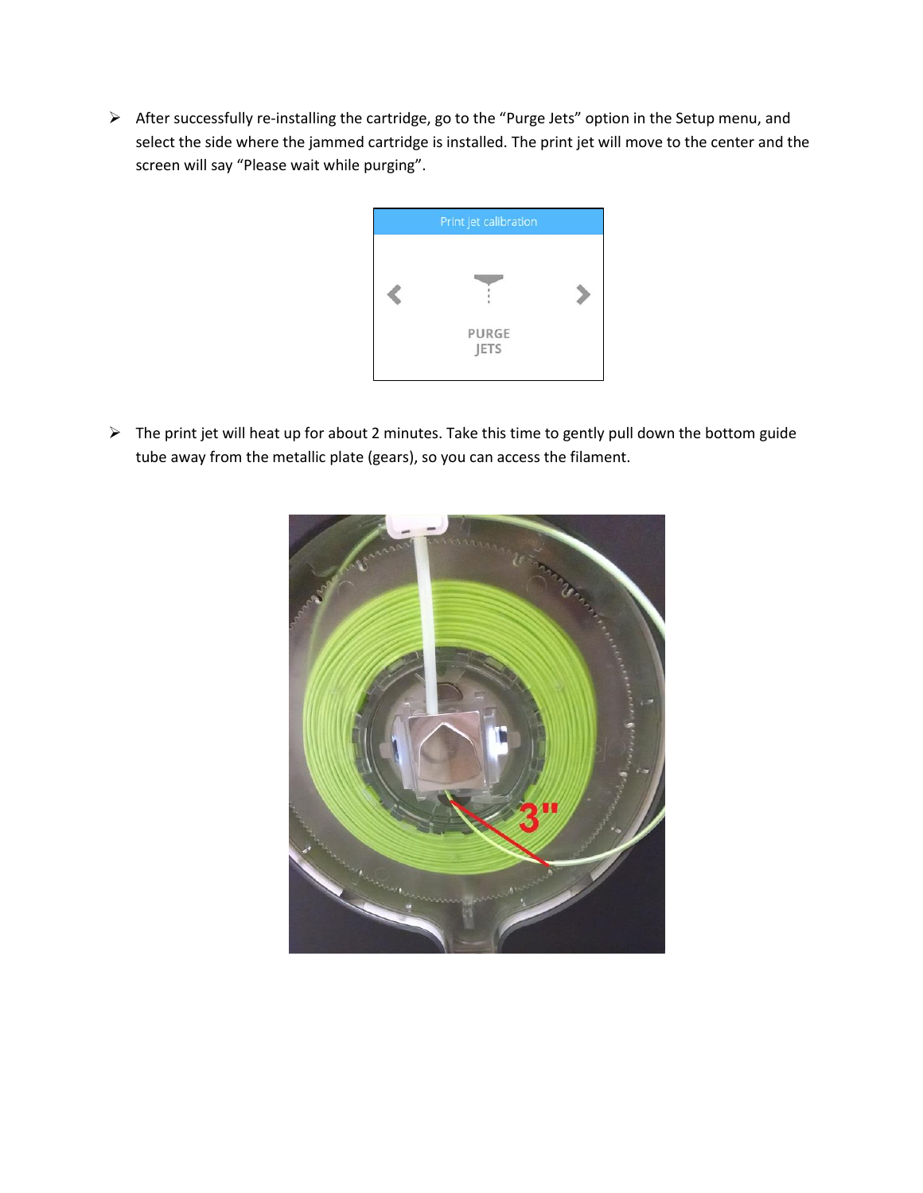- After successfully re-installing the cartridge, go to the "Purge Jets" option in the Setup menu, and select the side where the jammed cartridge is installed. The print jet will move to the center and the screen will say "Please wait while purging".

- The print jet will heat up for about 2 minutes. Take this time to gently pull down the bottom guide tube away from the metallic plate (gears), so you can access the filament.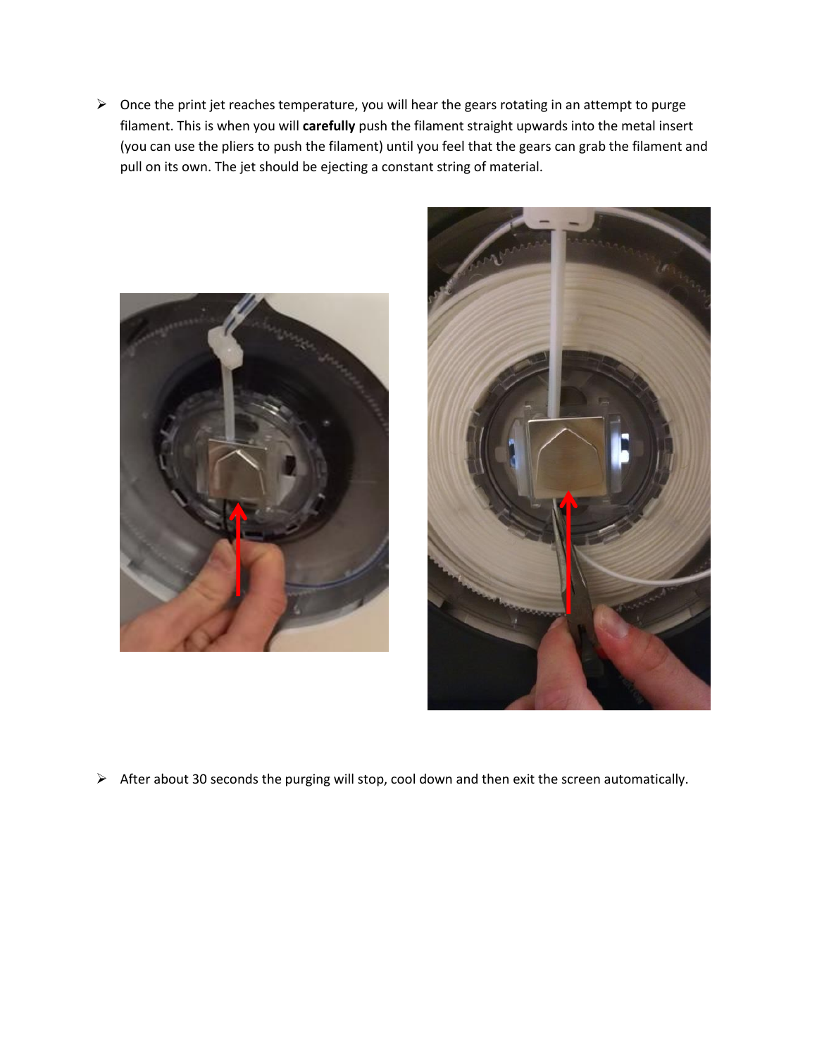- Once the print jet reaches temperature, you will hear the gears rotating in an attempt to purge filament. This is when you will **carefully** push the filament straight upwards into the metal insert (you can use the pliers to push the filament) until you feel that the gears can grab the filament and pull on its own. The jet should be ejecting a constant string of material.

- After about 30 seconds the purging will stop, cool down and then exit the screen automatically.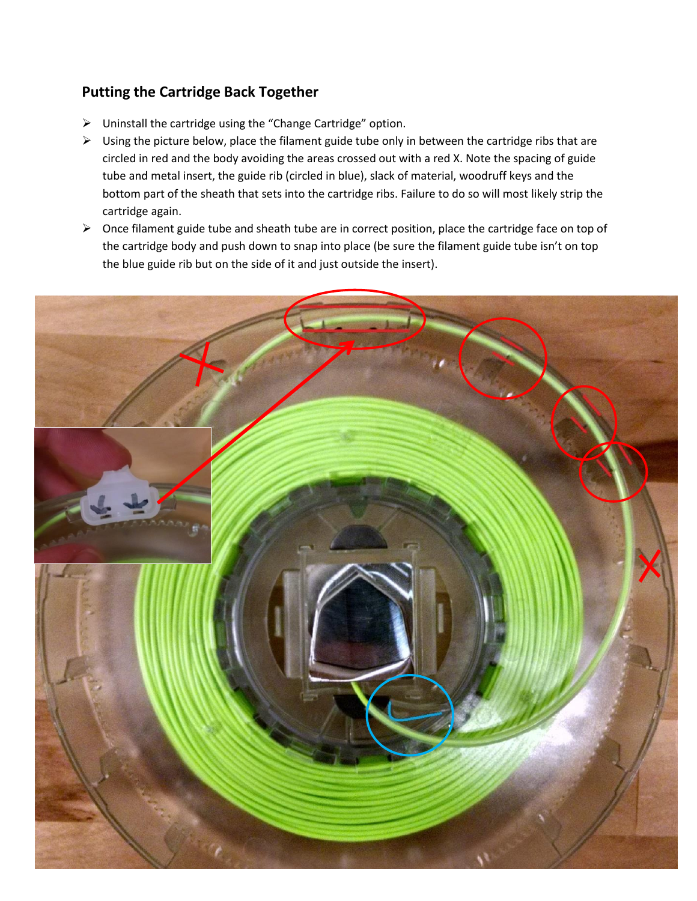## Putting the Cartridge Back Together

- Uninstall the cartridge using the "Change Cartridge" option.
- Using the picture below, place the filament guide tube only in between the cartridge ribs that are circled in red and the body avoiding the areas crossed out with a red X. Note the spacing of guide tube and metal insert, the guide rib (circled in blue), slack of material, woodruff keys and the bottom part of the sheath that sets into the cartridge ribs. Failure to do so will most likely strip the cartridge again.
- Once filament guide tube and sheath tube are in correct position, place the cartridge face on top of the cartridge body and push down to snap into place (be sure the filament guide tube isn't on top the blue guide rib but on the side of it and just outside the insert).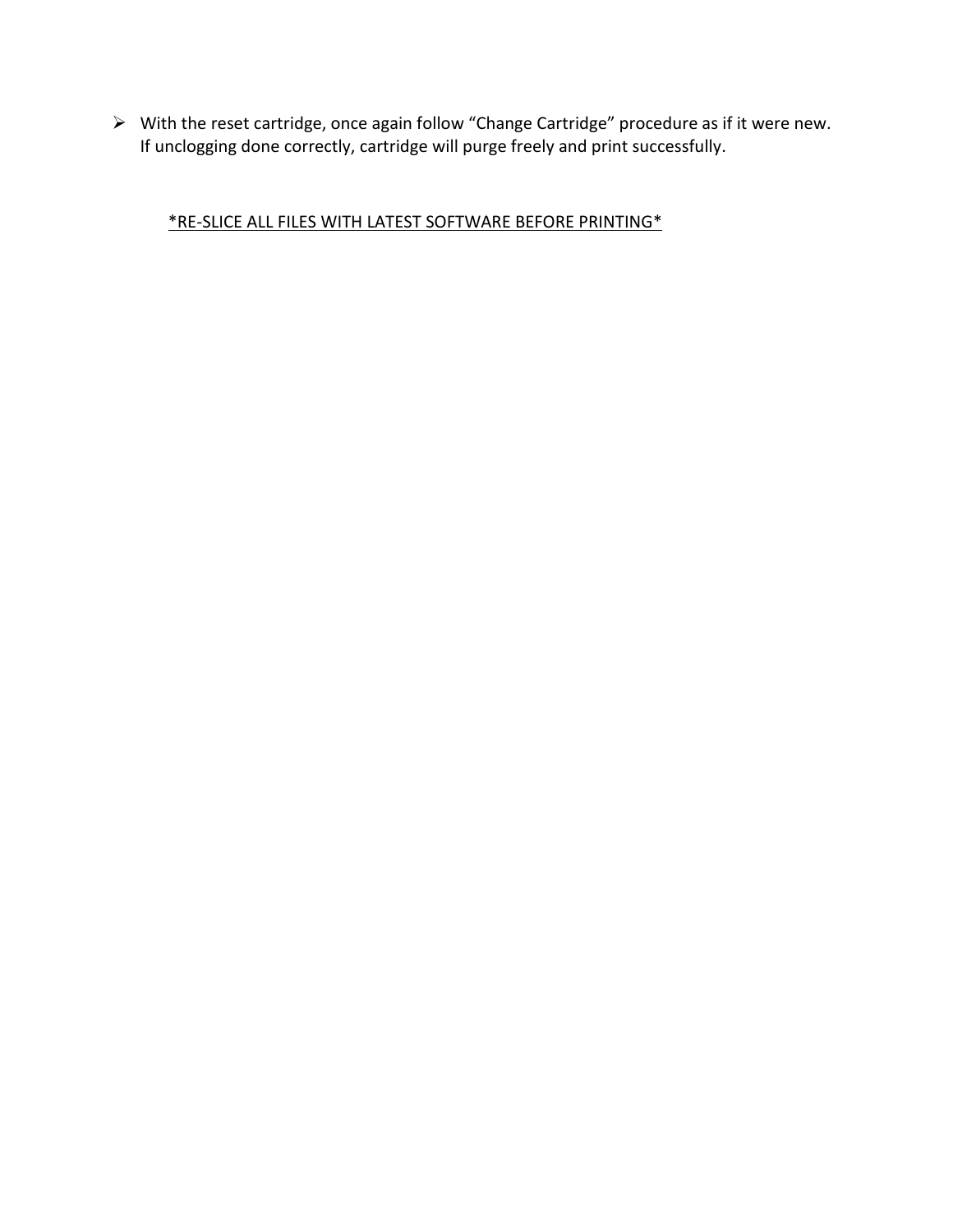- With the reset cartridge, once again follow “Change Cartridge” procedure as if it were new. If unclogging done correctly, cartridge will purge freely and print successfully.

<u>*RE-SLICE ALL FILES WITH LATEST SOFTWARE BEFORE PRINTING*</u>